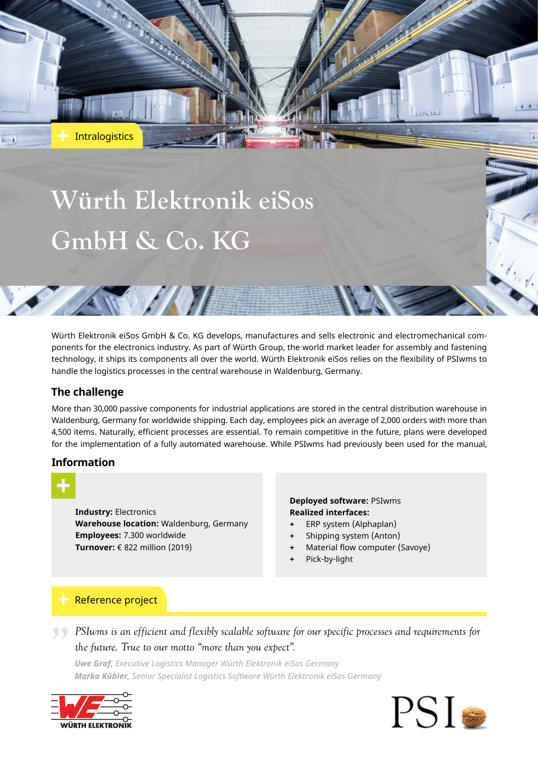Intralogistics

# Würth Elektronik eiSos GmbH & Co. KG

Würth Elektronik eiSos GmbH & Co. KG develops, manufactures and sells electronic and electromechanical components for the electronics industry. As part of Würth Group, the world market leader for assembly and fastening technology, it ships its components all over the world. Würth Elektronik eiSos relies on the flexibility of PSIwms to handle the logistics processes in the central warehouse in Waldenburg, Germany.

## The challenge

More than 30,000 passive components for industrial applications are stored in the central distribution warehouse in Waldenburg, Germany for worldwide shipping. Each day, employees pick an average of 2,000 orders with more than 4,500 items. Naturally, efficient processes are essential. To remain competitive in the future, plans were developed for the implementation of a fully automated warehouse. While PSIwms had previously been used for the manual,

## Information

**Industry:** Electronics
**Warehouse location:** Waldenburg, Germany
**Employees:** 7.300 worldwide
**Turnover:** € 822 million (2019)

**Deployed software:** PSIwms
**Realized interfaces:**

- ERP system (Alphaplan)
- Shipping system (Anton)
- Material flow computer (Savoye)
- Pick-by-light

Reference project

> *PSIwms is an efficient and flexibly scalable software for our specific processes and requirements for the future. True to our motto "more than you expect".*
>
> ***Uwe Graf,** Executive Logistics Manager Würth Elektronik eiSos Germany*
> ***Marko Kübler,** Senior Specialist Logistics Software Würth Elektronik eiSos Germany*

WÜRTH ELEKTRONIK

PSI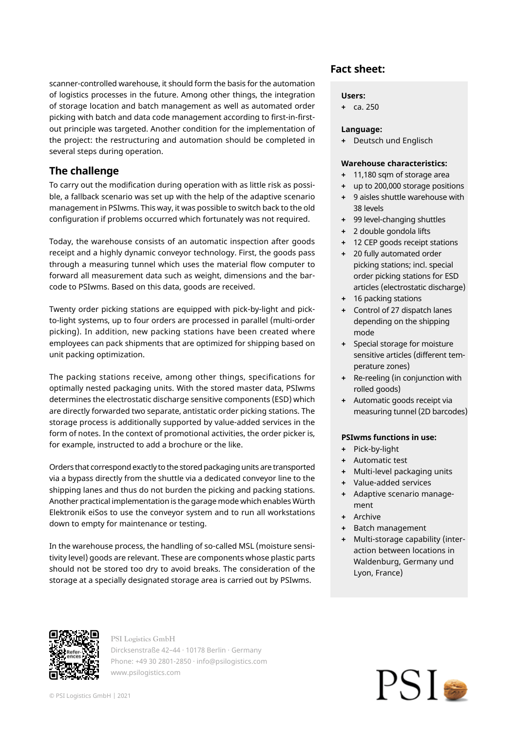scanner-controlled warehouse, it should form the basis for the automation of logistics processes in the future. Among other things, the integration of storage location and batch management as well as automated order picking with batch and data code management according to first-in-first-out principle was targeted. Another condition for the implementation of the project: the restructuring and automation should be completed in several steps during operation.

## The challenge

To carry out the modification during operation with as little risk as possible, a fallback scenario was set up with the help of the adaptive scenario management in PSIwms. This way, it was possible to switch back to the old configuration if problems occurred which fortunately was not required.

Today, the warehouse consists of an automatic inspection after goods receipt and a highly dynamic conveyor technology. First, the goods pass through a measuring tunnel which uses the material flow computer to forward all measurement data such as weight, dimensions and the barcode to PSIwms. Based on this data, goods are received.

Twenty order picking stations are equipped with pick-by-light and pick-to-light systems, up to four orders are processed in parallel (multi-order picking). In addition, new packing stations have been created where employees can pack shipments that are optimized for shipping based on unit packing optimization.

The packing stations receive, among other things, specifications for optimally nested packaging units. With the stored master data, PSIwms determines the electrostatic discharge sensitive components (ESD) which are directly forwarded two separate, antistatic order picking stations. The storage process is additionally supported by value-added services in the form of notes. In the context of promotional activities, the order picker is, for example, instructed to add a brochure or the like.

Orders that correspond exactly to the stored packaging units are transported via a bypass directly from the shuttle via a dedicated conveyor line to the shipping lanes and thus do not burden the picking and packing stations. Another practical implementation is the garage mode which enables Würth Elektronik eiSos to use the conveyor system and to run all workstations down to empty for maintenance or testing.

In the warehouse process, the handling of so-called MSL (moisture sensitivity level) goods are relevant. These are components whose plastic parts should not be stored too dry to avoid breaks. The consideration of the storage at a specially designated storage area is carried out by PSIwms.

## Fact sheet:

**Users:**

+ ca. 250

**Language:**

+ Deutsch und Englisch

**Warehouse characteristics:**

+ 11,180 sqm of storage area
+ up to 200,000 storage positions
+ 9 aisles shuttle warehouse with 38 levels
+ 99 level-changing shuttles
+ 2 double gondola lifts
+ 12 CEP goods receipt stations
+ 20 fully automated order picking stations; incl. special order picking stations for ESD articles (electrostatic discharge)
+ 16 packing stations
+ Control of 27 dispatch lanes depending on the shipping mode
+ Special storage for moisture sensitive articles (different temperature zones)
+ Re-reeling (in conjunction with rolled goods)
+ Automatic goods receipt via measuring tunnel (2D barcodes)

**PSIwms functions in use:**

+ Pick-by-light
+ Automatic test
+ Multi-level packaging units
+ Value-added services
+ Adaptive scenario management
+ Archive
+ Batch management
+ Multi-storage capability (interaction between locations in Waldenburg, Germany und Lyon, France)

PSI Logistics GmbH
Dircksenstraße 42–44 · 10178 Berlin · Germany
Phone: +49 30 2801-2850 · info@psilogistics.com
www.psilogistics.com

© PSI Logistics GmbH | 2021